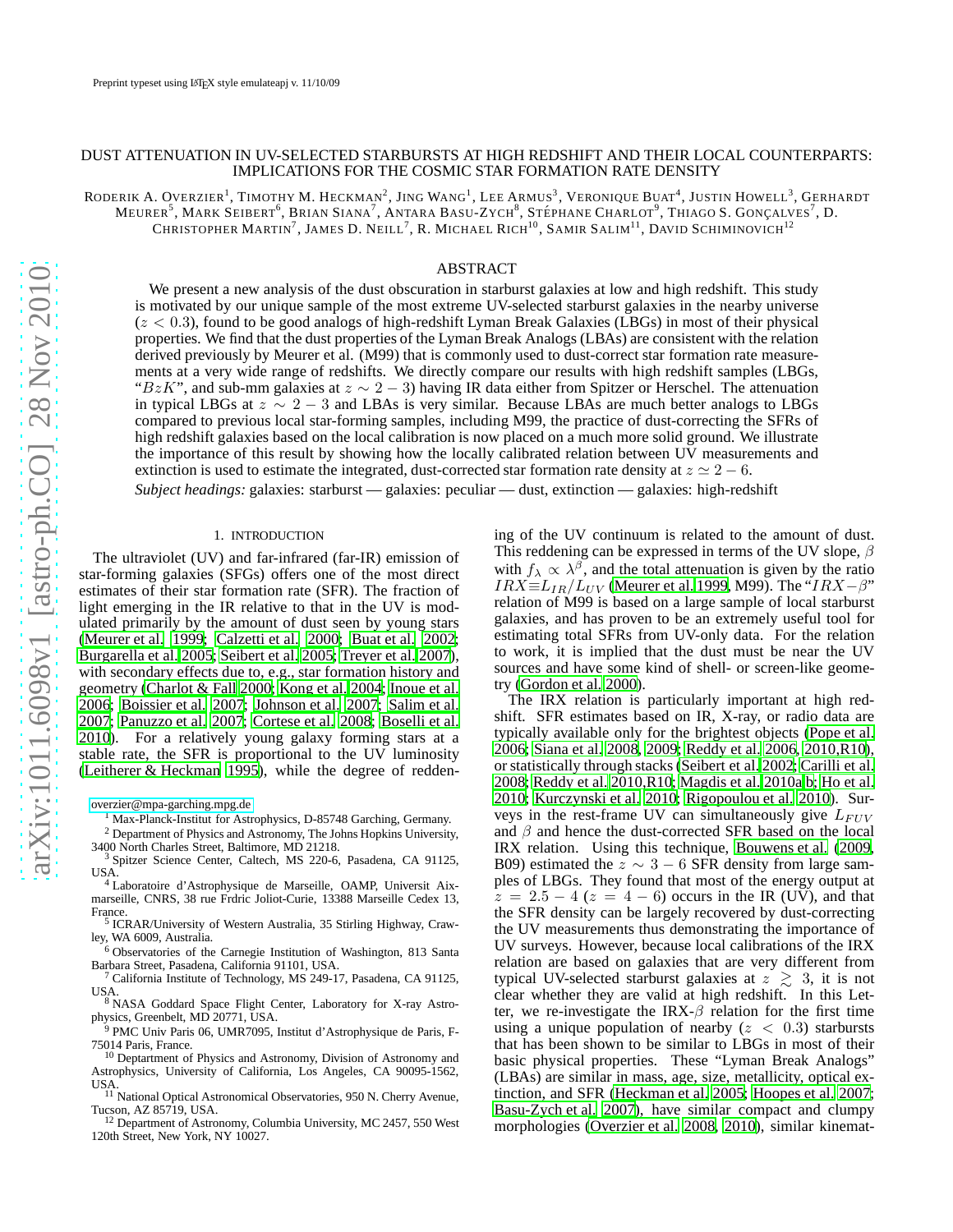# DUST ATTENUATION IN UV-SELECTED STARBURSTS AT HIGH REDSHIFT AND THEIR LOCAL COUNTERPARTS: IMPLICATIONS FOR THE COSMIC STAR FORMATION RATE DENSITY

RODERIK A. OVERZIER[1], TIMOTHY M. HECKMAN[2], JING WANG[1], LEE ARMUS[3], VERONIQUE BUAT[4], JUSTIN HOWELL[3], GERHARDT MEURER[5], MARK SEIBERT[6], BRIAN SIANA[7], ANTARA BASU-ZYCH[8], STÉPHANE CHARLOT[9], THIAGO S. GONÇALVES[7], D. CHRISTOPHER MARTIN[7], JAMES D. NEILL[7], R. MICHAEL RICH[10], SAMIR SALIM[11], DAVID SCHIMINOVICH[12]

## ABSTRACT

We present a new analysis of the dust obscuration in starburst galaxies at low and high redshift. This study is motivated by our unique sample of the most extreme UV-selected starburst galaxies in the nearby universe ($z < 0.3$), found to be good analogs of high-redshift Lyman Break Galaxies (LBGs) in most of their physical properties. We find that the dust properties of the Lyman Break Analogs (LBAs) are consistent with the relation derived previously by Meurer et al. (M99) that is commonly used to dust-correct star formation rate measurements at a very wide range of redshifts. We directly compare our results with high redshift samples (LBGs, "$BzK$", and sub-mm galaxies at $z \sim 2-3$) having IR data either from Spitzer or Herschel. The attenuation in typical LBGs at $z \sim 2-3$ and LBAs is very similar. Because LBAs are much better analogs to LBGs compared to previous local star-forming samples, including M99, the practice of dust-correcting the SFRs of high redshift galaxies based on the local calibration is now placed on a much more solid ground. We illustrate the importance of this result by showing how the locally calibrated relation between UV measurements and extinction is used to estimate the integrated, dust-corrected star formation rate density at $z \simeq 2-6$.

*Subject headings:* galaxies: starburst — galaxies: peculiar — dust, extinction — galaxies: high-redshift

## 1. INTRODUCTION

The ultraviolet (UV) and far-infrared (far-IR) emission of star-forming galaxies (SFGs) offers one of the most direct estimates of their star formation rate (SFR). The fraction of light emerging in the IR relative to that in the UV is modulated primarily by the amount of dust seen by young stars (Meurer et al. 1999; Calzetti et al. 2000; Buat et al. 2002; Burgarella et al. 2005; Seibert et al. 2005; Treyer et al. 2007), with secondary effects due to, e.g., star formation history and geometry (Charlot & Fall 2000; Kong et al. 2004; Inoue et al. 2006; Boissier et al. 2007; Johnson et al. 2007; Salim et al. 2007; Panuzzo et al. 2007; Cortese et al. 2008; Boselli et al. 2010). For a relatively young galaxy forming stars at a stable rate, the SFR is proportional to the UV luminosity (Leitherer & Heckman 1995), while the degree of reddening of the UV continuum is related to the amount of dust. This reddening can be expressed in terms of the UV slope, $\beta$ with $f_\lambda \propto \lambda^\beta$, and the total attenuation is given by the ratio $IRX \equiv L_{IR}/L_{UV}$ (Meurer et al. 1999, M99). The "$IRX-\beta$" relation of M99 is based on a large sample of local starburst galaxies, and has proven to be an extremely useful tool for estimating total SFRs from UV-only data. For the relation to work, it is implied that the dust must be near the UV sources and have some kind of shell- or screen-like geometry (Gordon et al. 2000).

The IRX relation is particularly important at high redshift. SFR estimates based on IR, X-ray, or radio data are typically available only for the brightest objects (Pope et al. 2006; Siana et al. 2008, 2009; Reddy et al. 2006, 2010,R10), or statistically through stacks (Seibert et al. 2002; Carilli et al. 2008; Reddy et al. 2010,R10; Magdis et al. 2010a,b; Ho et al. 2010; Kurczynski et al. 2010; Rigopoulou et al. 2010). Surveys in the rest-frame UV can simultaneously give $L_{FUV}$ and $\beta$ and hence the dust-corrected SFR based on the local IRX relation. Using this technique, Bouwens et al. (2009, B09) estimated the $z \sim 3-6$ SFR density from large samples of LBGs. They found that most of the energy output at $z = 2.5-4$ ($z = 4-6$) occurs in the IR (UV), and that the SFR density can be largely recovered by dust-correcting the UV measurements thus demonstrating the importance of UV surveys. However, because local calibrations of the IRX relation are based on galaxies that are very different from typical UV-selected starburst galaxies at $z \gtrsim 3$, it is not clear whether they are valid at high redshift. In this Letter, we re-investigate the IRX-$\beta$ relation for the first time using a unique population of nearby ($z < 0.3$) starbursts that has been shown to be similar to LBGs in most of their basic physical properties. These "Lyman Break Analogs" (LBAs) are similar in mass, age, size, metallicity, optical extinction, and SFR (Heckman et al. 2005; Hoopes et al. 2007; Basu-Zych et al. 2007), have similar compact and clumpy morphologies (Overzier et al. 2008, 2010), similar kinemat-

overzier@mpa-garching.mpg.de
[1] Max-Planck-Institut for Astrophysics, D-85748 Garching, Germany.
[2] Department of Physics and Astronomy, The Johns Hopkins University, 3400 North Charles Street, Baltimore, MD 21218.
[3] Spitzer Science Center, Caltech, MS 220-6, Pasadena, CA 91125, USA.
[4] Laboratoire d'Astrophysique de Marseille, OAMP, Universit Aix-marseille, CNRS, 38 rue Frdric Joliot-Curie, 13388 Marseille Cedex 13, France.
[5] ICRAR/University of Western Australia, 35 Stirling Highway, Crawley, WA 6009, Australia.
[6] Observatories of the Carnegie Institution of Washington, 813 Santa Barbara Street, Pasadena, California 91101, USA.
[7] California Institute of Technology, MS 249-17, Pasadena, CA 91125, USA.
[8] NASA Goddard Space Flight Center, Laboratory for X-ray Astrophysics, Greenbelt, MD 20771, USA.
[9] PMC Univ Paris 06, UMR7095, Institut d'Astrophysique de Paris, F-75014 Paris, France.
[10] Deptartment of Physics and Astronomy, Division of Astronomy and Astrophysics, University of California, Los Angeles, CA 90095-1562, USA.
[11] National Optical Astronomical Observatories, 950 N. Cherry Avenue, Tucson, AZ 85719, USA.
[12] Department of Astronomy, Columbia University, MC 2457, 550 West 120th Street, New York, NY 10027.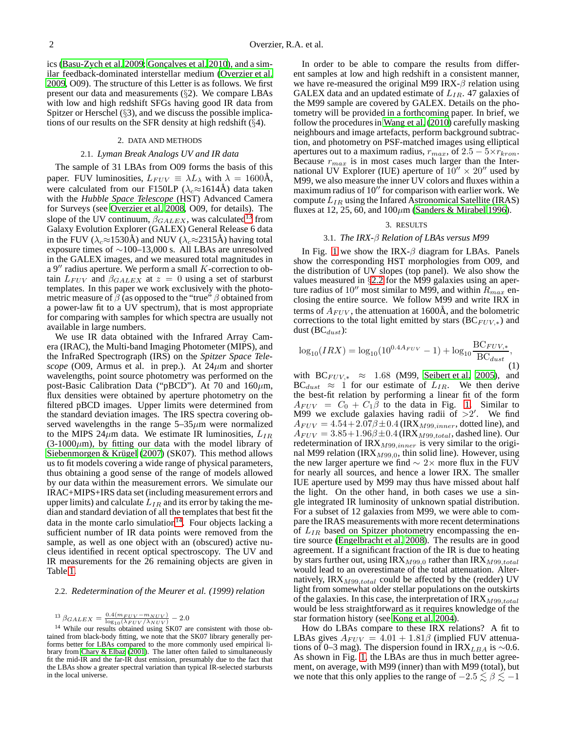ics (Basu-Zych et al. 2009; Gonçalves et al. 2010), and a similar feedback-dominated interstellar medium (Overzier et al. 2009, O09). The structure of this Letter is as follows. We first present our data and measurements (§2). We compare LBAs with low and high redshift SFGs having good IR data from Spitzer or Herschel (§3), and we discuss the possible implications of our results on the SFR density at high redshift (§4).

## 2. DATA AND METHODS

### 2.1. *Lyman Break Analogs UV and IR data*

The sample of 31 LBAs from O09 forms the basis of this paper. FUV luminosities, $L_{FUV} \equiv \lambda L_\lambda$ with $\lambda = 1600$Å, were calculated from our F150LP ($\lambda_c \approx 1614$Å) data taken with the *Hubble Space Telescope* (HST) Advanced Camera for Surveys (see Overzier et al. 2008, O09, for details). The slope of the UV continuum, $\beta_{GALEX}$, was calculated[13] from Galaxy Evolution Explorer (GALEX) General Release 6 data in the FUV ($\lambda_c \approx 1530$Å) and NUV ($\lambda_c \approx 2315$Å) having total exposure times of $\sim$100–13,000 s. All LBAs are unresolved in the GALEX images, and we measured total magnitudes in a 9″ radius aperture. We perform a small $K$-correction to obtain $L_{FUV}$ and $\beta_{GALEX}$ at $z = 0$ using a set of starburst templates. In this paper we work exclusively with the photometric measure of $\beta$ (as opposed to the "true" $\beta$ obtained from a power-law fit to a UV spectrum), that is most appropriate for comparing with samples for which spectra are usually not available in large numbers.

We use IR data obtained with the Infrared Array Camera (IRAC), the Multi-band Imaging Photometer (MIPS), and the InfraRed Spectrograph (IRS) on the *Spitzer Space Telescope* (O09, Armus et al. in prep.). At 24$\mu$m and shorter wavelengths, point source photometry was performed on the post-Basic Calibration Data ("pBCD"). At 70 and 160$\mu$m, flux densities were obtained by aperture photometry on the filtered pBCD images. Upper limits were determined from the standard deviation images. The IRS spectra covering observed wavelengths in the range 5–35$\mu$m were normalized to the MIPS 24$\mu$m data. We estimate IR luminosities, $L_{IR}$ (3-1000$\mu$m), by fitting our data with the model library of Siebenmorgen & Krügel (2007) (SK07). This method allows us to fit models covering a wide range of physical parameters, thus obtaining a good sense of the range of models allowed by our data within the measurement errors. We simulate our IRAC+MIPS+IRS data set (including measurement errors and upper limits) and calculate $L_{IR}$ and its error by taking the median and standard deviation of all the templates that best fit the data in the monte carlo simulation[14]. Four objects lacking a sufficient number of IR data points were removed from the sample, as well as one object with an (obscured) active nucleus identified in recent optical spectroscopy. The UV and IR measurements for the 26 remaining objects are given in Table 1.

### 2.2. *Redetermination of the Meurer et al. (1999) relation*

In order to be able to compare the results from different samples at low and high redshift in a consistent manner, we have re-measured the original M99 IRX-$\beta$ relation using GALEX data and an updated estimate of $L_{IR}$. 47 galaxies of the M99 sample are covered by GALEX. Details on the photometry will be provided in a forthcoming paper. In brief, we follow the procedures in Wang et al. (2010) carefully masking neighbours and image artefacts, perform background subtraction, and photometry on PSF-matched images using elliptical apertures out to a maximum radius, $r_{max}$, of $2.5-5 \times r_{kron}$. Because $r_{max}$ is in most cases much larger than the International UV Explorer (IUE) aperture of $10'' \times 20''$ used by M99, we also measure the inner UV colors and fluxes within a maximum radius of 10″ for comparison with earlier work. We compute $L_{IR}$ using the Infared Astronomical Satellite (IRAS) fluxes at 12, 25, 60, and 100$\mu$m (Sanders & Mirabel 1996).

## 3. RESULTS

### 3.1. *The IRX-β Relation of LBAs versus M99*

In Fig. 1 we show the IRX-$\beta$ diagram for LBAs. Panels show the corresponding HST morphologies from O09, and the distribution of UV slopes (top panel). We also show the values measured in §2.2 for the M99 galaxies using an aperture radius of 10″ most similar to M99, and within $R_{max}$ enclosing the entire source. We follow M99 and write IRX in terms of $A_{FUV}$, the attenuation at 1600Å, and the bolometric corrections to the total light emitted by stars ($BC_{FUV,*}$) and dust ($BC_{dust}$):

$$\log_{10}(IRX) = \log_{10}(10^{0.4A_{FUV}} - 1) + \log_{10}\frac{BC_{FUV,*}}{BC_{dust}}, \quad (1)$$

with $BC_{FUV,*} \approx 1.68$ (M99, Seibert et al. 2005), and $BC_{dust} \approx 1$ for our estimate of $L_{IR}$. We then derive the best-fit relation by performing a linear fit of the form $A_{FUV} = C_0 + C_1\beta$ to the data in Fig. 1. Similar to M99 we exclude galaxies having radii of $>2'$. We find $A_{FUV} = 4.54 + 2.07\beta \pm 0.4$ ($IRX_{M99,inner}$, dotted line), and $A_{FUV} = 3.85 + 1.96\beta \pm 0.4$ ($IRX_{M99,total}$, dashed line). Our redetermination of $IRX_{M99,inner}$ is very similar to the original M99 relation ($IRX_{M99,0}$, thin solid line). However, using the new larger aperture we find $\sim 2\times$ more flux in the FUV for nearly all sources, and hence a lower IRX. The smaller IUE aperture used by M99 may thus have missed about half the light. On the other hand, in both cases we use a single integrated IR luminosity of unknown spatial distribution. For a subset of 12 galaxies from M99, we were able to compare the IRAS measurements with more recent determinations of $L_{IR}$ based on Spitzer photometry encompassing the entire source (Engelbracht et al. 2008). The results are in good agreement. If a significant fraction of the IR is due to heating by stars further out, using $IRX_{M99,0}$ rather than $IRX_{M99,total}$ would lead to an overestimate of the total attenuation. Alternatively, $IRX_{M99,total}$ could be affected by the (redder) UV light from somewhat older stellar populations on the outskirts of the galaxies. In this case, the interpretation of $IRX_{M99,total}$ would be less straightforward as it requires knowledge of the star formation history (see Kong et al. 2004).

How do LBAs compare to these IRX relations? A fit to LBAs gives $A_{FUV} = 4.01 + 1.81\beta$ (implied FUV attenuations of 0–3 mag). The dispersion found in $IRX_{LBA}$ is $\sim$0.6. As shown in Fig. 1, the LBAs are thus in much better agreement, on average, with M99 (inner) than with M99 (total), but we note that this only applies to the range of $-2.5 \lesssim \beta \lesssim -1$

---

[13] $\beta_{GALEX} = \frac{0.4(m_{FUV} - m_{NUV})}{\log_{10}(\lambda_{FUV}/\lambda_{NUV})} - 2.0$

[14] While our results obtained using SK07 are consistent with those obtained from black-body fitting, we note that the SK07 library generally performs better for LBAs compared to the more commonly used empirical library from Chary & Elbaz (2001). The latter often failed to simultaneously fit the mid-IR and the far-IR dust emission, presumably due to the fact that the LBAs show a greater spectral variation than typical IR-selected starbursts in the local universe.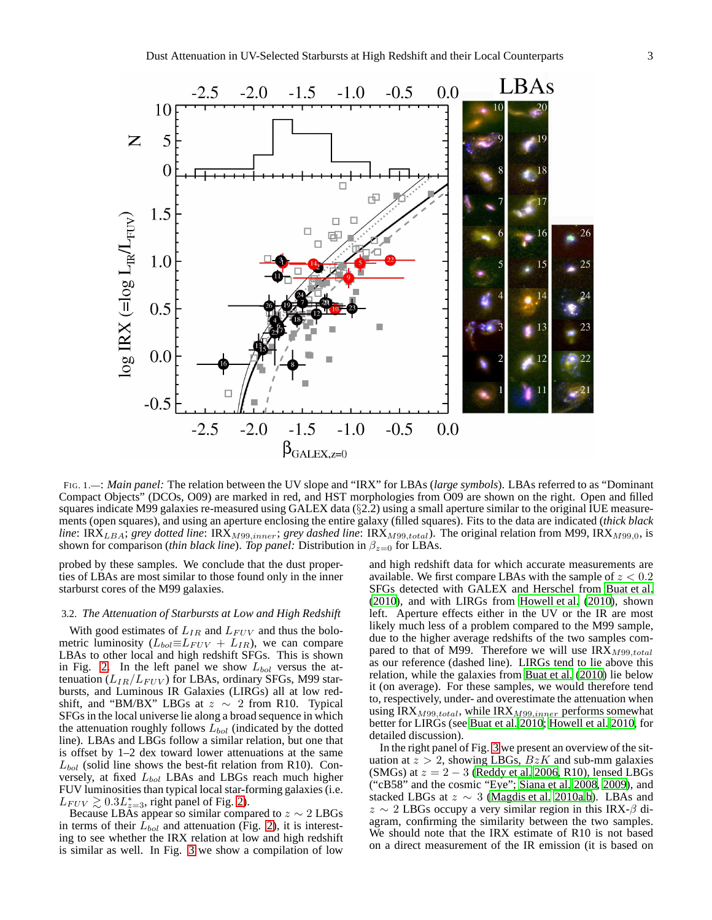FIG. 1.—: *Main panel:* The relation between the UV slope and "IRX" for LBAs (*large symbols*). LBAs referred to as "Dominant Compact Objects" (DCOs, O09) are marked in red, and HST morphologies from O09 are shown on the right. Open and filled squares indicate M99 galaxies re-measured using GALEX data (§2.2) using a small aperture similar to the original IUE measurements (open squares), and using an aperture enclosing the entire galaxy (filled squares). Fits to the data are indicated (*thick black line*: $IRX_{LBA}$; *grey dotted line*: $IRX_{M99,inner}$; *grey dashed line*: $IRX_{M99,total}$). The original relation from M99, $IRX_{M99,0}$, is shown for comparison (*thin black line*). *Top panel:* Distribution in $\beta_{z=0}$ for LBAs.

probed by these samples. We conclude that the dust properties of LBAs are most similar to those found only in the inner starburst cores of the M99 galaxies.

### 3.2. *The Attenuation of Starbursts at Low and High Redshift*

With good estimates of $L_{IR}$ and $L_{FUV}$ and thus the bolometric luminosity ($L_{bol} \equiv L_{FUV} + L_{IR}$), we can compare LBAs to other local and high redshift SFGs. This is shown in Fig. 2. In the left panel we show $L_{bol}$ versus the attenuation ($L_{IR}/L_{FUV}$) for LBAs, ordinary SFGs, M99 starbursts, and Luminous IR Galaxies (LIRGs) all at low redshift, and "BM/BX" LBGs at $z \sim 2$ from R10. Typical SFGs in the local universe lie along a broad sequence in which the attenuation roughly follows $L_{bol}$ (indicated by the dotted line). LBAs and LBGs follow a similar relation, but one that is offset by 1–2 dex toward lower attenuations at the same $L_{bol}$ (solid line shows the best-fit relation from R10). Conversely, at fixed $L_{bol}$ LBAs and LBGs reach much higher FUV luminosities than typical local star-forming galaxies (i.e. $L_{FUV} \gtrsim 0.3L^{*}_{z=3}$, right panel of Fig. 2).

Because LBAs appear so similar compared to $z \sim 2$ LBGs in terms of their $L_{bol}$ and attenuation (Fig. 2), it is interesting to see whether the IRX relation at low and high redshift is similar as well. In Fig. 3 we show a compilation of low and high redshift data for which accurate measurements are available. We first compare LBAs with the sample of $z < 0.2$ SFGs detected with GALEX and Herschel from Buat et al. (2010), and with LIRGs from Howell et al. (2010), shown left. Aperture effects either in the UV or the IR are most likely much less of a problem compared to the M99 sample, due to the higher average redshifts of the two samples compared to that of M99. Therefore we will use $IRX_{M99,total}$ as our reference (dashed line). LIRGs tend to lie above this relation, while the galaxies from Buat et al. (2010) lie below it (on average). For these samples, we would therefore tend to, respectively, under- and overestimate the attenuation when using $IRX_{M99,total}$, while $IRX_{M99,inner}$ performs somewhat better for LIRGs (see Buat et al. 2010; Howell et al. 2010, for detailed discussion).

In the right panel of Fig. 3 we present an overview of the situation at $z > 2$, showing LBGs, $BzK$ and sub-mm galaxies (SMGs) at $z = 2 - 3$ (Reddy et al. 2006, R10), lensed LBGs ("cB58" and the cosmic "Eye"; Siana et al. 2008, 2009), and stacked LBGs at $z \sim 3$ (Magdis et al. 2010a,b). LBAs and $z \sim 2$ LBGs occupy a very similar region in this IRX-$\beta$ diagram, confirming the similarity between the two samples. We should note that the IRX estimate of R10 is not based on a direct measurement of the IR emission (it is based on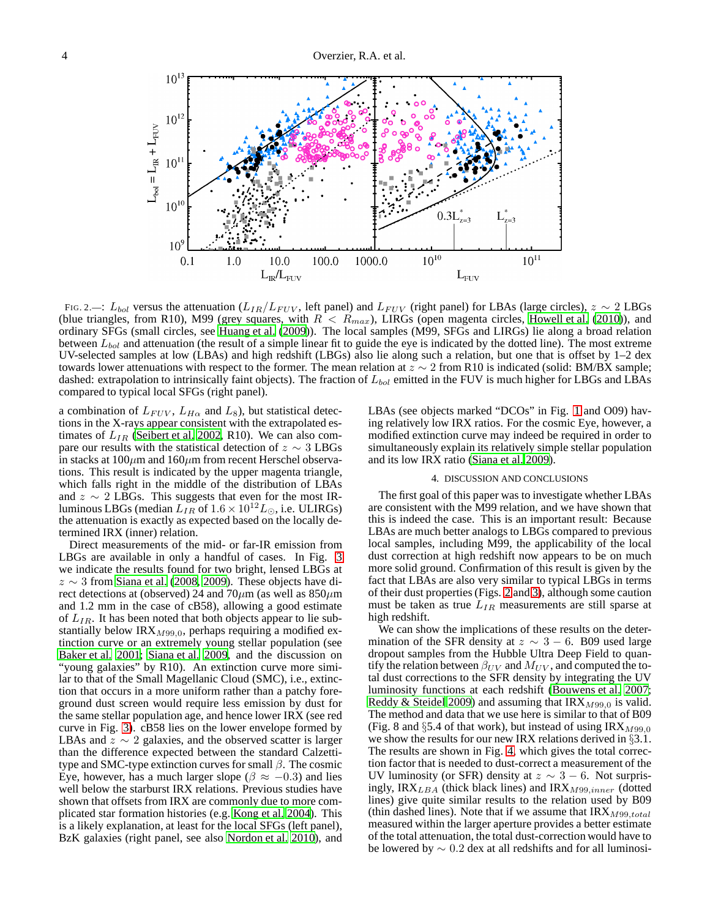FIG. 2.—: $L_{bol}$ versus the attenuation ($L_{IR}/L_{FUV}$, left panel) and $L_{FUV}$ (right panel) for LBAs (large circles), $z\sim2$ LBGs (blue triangles, from R10), M99 (grey squares, with $R<R_{max}$), LIRGs (open magenta circles, Howell et al. (2010)), and ordinary SFGs (small circles, see Huang et al. (2009)). The local samples (M99, SFGs and LIRGs) lie along a broad relation between $L_{bol}$ and attenuation (the result of a simple linear fit to guide the eye is indicated by the dotted line). The most extreme UV-selected samples at low (LBAs) and high redshift (LBGs) also lie along such a relation, but one that is offset by 1–2 dex towards lower attenuations with respect to the former. The mean relation at $z\sim2$ from R10 is indicated (solid: BM/BX sample; dashed: extrapolation to intrinsically faint objects). The fraction of $L_{bol}$ emitted in the FUV is much higher for LBGs and LBAs compared to typical local SFGs (right panel).

a combination of $L_{FUV}$, $L_{H\alpha}$ and $L_8$), but statistical detections in the X-rays appear consistent with the extrapolated estimates of $L_{IR}$ (Seibert et al. 2002, R10). We can also compare our results with the statistical detection of $z\sim3$ LBGs in stacks at 100$\mu$m and 160$\mu$m from recent Herschel observations. This result is indicated by the upper magenta triangle, which falls right in the middle of the distribution of LBAs and $z\sim2$ LBGs. This suggests that even for the most IR-luminous LBGs (median $L_{IR}$ of $1.6\times10^{12}L_{\odot}$, i.e. ULIRGs) the attenuation is exactly as expected based on the locally determined IRX (inner) relation.

Direct measurements of the mid- or far-IR emission from LBGs are available in only a handful of cases. In Fig. 3 we indicate the results found for two bright, lensed LBGs at $z\sim3$ from Siana et al. (2008, 2009). These objects have direct detections at (observed) 24 and 70$\mu$m (as well as 850$\mu$m and 1.2 mm in the case of cB58), allowing a good estimate of $L_{IR}$. It has been noted that both objects appear to lie substantially below IRX$_{M99,0}$, perhaps requiring a modified extinction curve or an extremely young stellar population (see Baker et al. 2001; Siana et al. 2009, and the discussion on "young galaxies" by R10). An extinction curve more similar to that of the Small Magellanic Cloud (SMC), i.e., extinction that occurs in a more uniform rather than a patchy foreground dust screen would require less emission by dust for the same stellar population age, and hence lower IRX (see red curve in Fig. 3). cB58 lies on the lower envelope formed by LBAs and $z\sim2$ LBGs, and the observed scatter is larger than the difference expected between the standard Calzetti-type and SMC-type extinction curves for small $\beta$. The cosmic Eye, however, has a much larger slope ($\beta\approx-0.3$) and lies well below the starburst IRX relations. Previous studies have shown that offsets from IRX are commonly due to more complicated star formation histories (e.g. Kong et al. 2004). This is a likely explanation, at least for the local SFGs (left panel), BzK galaxies (right panel, see also Nordon et al. 2010), and LBAs (see objects marked "DCOs" in Fig. 1 and O09) having relatively low IRX ratios. For the cosmic Eye, however, a modified extinction curve may indeed be required in order to simultaneously explain its relatively simple stellar population and its low IRX ratio (Siana et al. 2009).

## 4. DISCUSSION AND CONCLUSIONS

The first goal of this paper was to investigate whether LBAs are consistent with the M99 relation, and we have shown that this is indeed the case. This is an important result: Because LBAs are much better analogs to LBGs compared to previous local samples, including M99, the applicability of the local dust correction at high redshift now appears to be on much more solid ground. Confirmation of this result is given by the fact that LBAs are also very similar to typical LBGs in terms of their dust properties (Figs. 2 and 3), although some caution must be taken as true $L_{IR}$ measurements are still sparse at high redshift.

We can show the implications of these results on the determination of the SFR density at $z\sim3-6$. B09 used large dropout samples from the Hubble Ultra Deep Field to quantify the relation between $\beta_{UV}$ and $M_{UV}$, and computed the total dust corrections to the SFR density by integrating the UV luminosity functions at each redshift (Bouwens et al. 2007; Reddy & Steidel 2009) and assuming that IRX$_{M99,0}$ is valid. The method and data that we use here is similar to that of B09 (Fig. 8 and §5.4 of that work), but instead of using IRX$_{M99,0}$ we show the results for our new IRX relations derived in §3.1. The results are shown in Fig. 4, which gives the total correction factor that is needed to dust-correct a measurement of the UV luminosity (or SFR) density at $z\sim3-6$. Not surprisingly, IRX$_{LBA}$ (thick black lines) and IRX$_{M99,inner}$ (dotted lines) give quite similar results to the relation used by B09 (thin dashed lines). Note that if we assume that IRX$_{M99,total}$ measured within the larger aperture provides a better estimate of the total attenuation, the total dust-correction would have to be lowered by $\sim0.2$ dex at all redshifts and for all luminosi-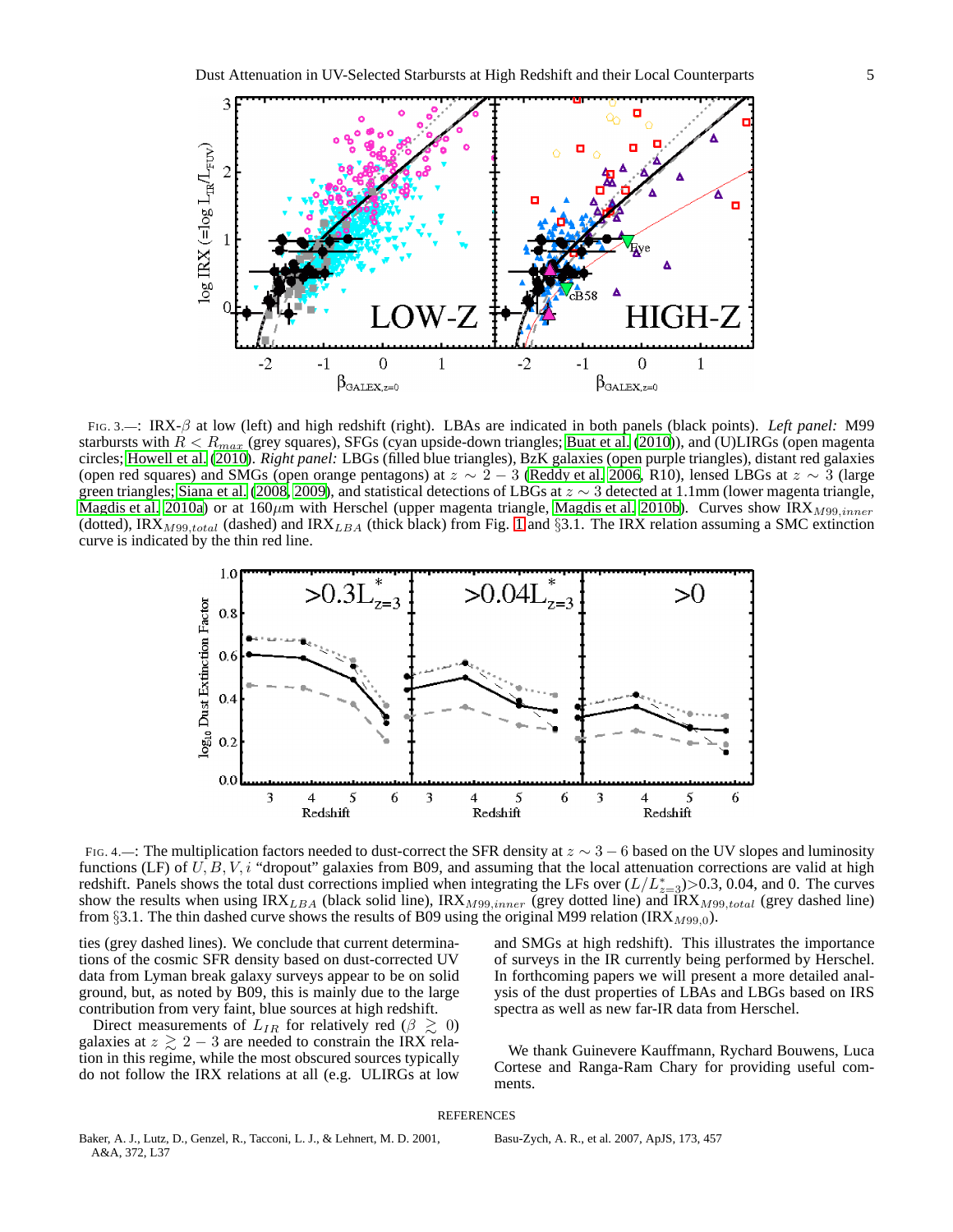FIG. 3.—: IRX-$\beta$ at low (left) and high redshift (right). LBAs are indicated in both panels (black points). *Left panel:* M99 starbursts with $R < R_{max}$ (grey squares), SFGs (cyan upside-down triangles; Buat et al. (2010)), and (U)LIRGs (open magenta circles; Howell et al. (2010). *Right panel:* LBGs (filled blue triangles), BzK galaxies (open purple triangles), distant red galaxies (open red squares) and SMGs (open orange pentagons) at $z \sim 2-3$ (Reddy et al. 2006, R10), lensed LBGs at $z \sim 3$ (large green triangles; Siana et al. (2008, 2009), and statistical detections of LBGs at $z \sim 3$ detected at 1.1mm (lower magenta triangle, Magdis et al. 2010a) or at 160$\mu$m with Herschel (upper magenta triangle, Magdis et al. 2010b). Curves show IRX$_{M99,inner}$ (dotted), IRX$_{M99,total}$ (dashed) and IRX$_{LBA}$ (thick black) from Fig. 1 and §3.1. The IRX relation assuming a SMC extinction curve is indicated by the thin red line.

FIG. 4.—: The multiplication factors needed to dust-correct the SFR density at $z \sim 3-6$ based on the UV slopes and luminosity functions (LF) of $U, B, V, i$ "dropout" galaxies from B09, and assuming that the local attenuation corrections are valid at high redshift. Panels shows the total dust corrections implied when integrating the LFs over $(L/L^*_{z=3})$>0.3, 0.04, and 0. The curves show the results when using IRX$_{LBA}$ (black solid line), IRX$_{M99,inner}$ (grey dotted line) and IRX$_{M99,total}$ (grey dashed line) from §3.1. The thin dashed curve shows the results of B09 using the original M99 relation (IRX$_{M99,0}$).

ties (grey dashed lines). We conclude that current determinations of the cosmic SFR density based on dust-corrected UV data from Lyman break galaxy surveys appear to be on solid ground, but, as noted by B09, this is mainly due to the large contribution from very faint, blue sources at high redshift.

Direct measurements of $L_{IR}$ for relatively red ($\beta \gtrsim 0$) galaxies at $z \gtrsim 2-3$ are needed to constrain the IRX relation in this regime, while the most obscured sources typically do not follow the IRX relations at all (e.g. ULIRGs at low and SMGs at high redshift). This illustrates the importance of surveys in the IR currently being performed by Herschel. In forthcoming papers we will present a more detailed analysis of the dust properties of LBAs and LBGs based on IRS spectra as well as new far-IR data from Herschel.

We thank Guinevere Kauffmann, Rychard Bouwens, Luca Cortese and Ranga-Ram Chary for providing useful comments.

## REFERENCES

Baker, A. J., Lutz, D., Genzel, R., Tacconi, L. J., & Lehnert, M. D. 2001, A&A, 372, L37

Basu-Zych, A. R., et al. 2007, ApJS, 173, 457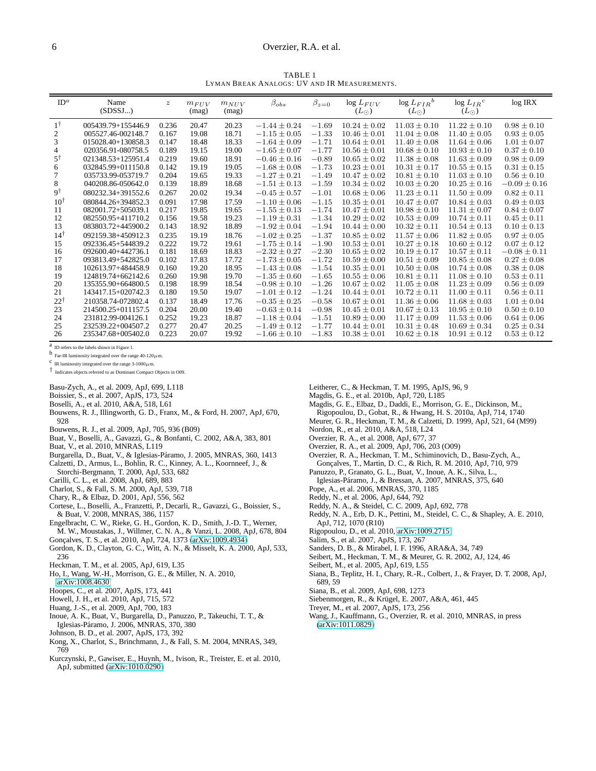TABLE 1
LYMAN BREAK ANALOGS: UV AND IR MEASUREMENTS.

| ID[a] | Name (SDSSJ...) | $z$ | $m_{FUV}$ (mag) | $m_{NUV}$ (mag) | $\beta_{obs}$ | $\beta_{z=0}$ | log $L_{FUV}$ ($L_\odot$) | log $L_{FIR}$[b] ($L_\odot$) | log $L_{IR}$[c] ($L_\odot$) | log IRX |
|---|---|---|---|---|---|---|---|---|---|---|
| 1[†] | 005439.79+155446.9 | 0.236 | 20.47 | 20.23 | $-1.44 \pm 0.24$ | $-1.69$ | $10.24 \pm 0.02$ | $11.03 \pm 0.10$ | $11.22 \pm 0.10$ | $0.98 \pm 0.10$ |
| 2 | 005527.46-002148.7 | 0.167 | 19.08 | 18.71 | $-1.15 \pm 0.05$ | $-1.33$ | $10.46 \pm 0.01$ | $11.04 \pm 0.08$ | $11.40 \pm 0.05$ | $0.93 \pm 0.05$ |
| 3 | 015028.40+130858.3 | 0.147 | 18.48 | 18.33 | $-1.64 \pm 0.09$ | $-1.71$ | $10.64 \pm 0.01$ | $11.40 \pm 0.08$ | $11.64 \pm 0.06$ | $1.01 \pm 0.07$ |
| 4 | 020356.91-080758.5 | 0.189 | 19.15 | 19.00 | $-1.65 \pm 0.07$ | $-1.77$ | $10.56 \pm 0.01$ | $10.68 \pm 0.10$ | $10.93 \pm 0.10$ | $0.37 \pm 0.10$ |
| 5[†] | 021348.53+125951.4 | 0.219 | 19.60 | 18.91 | $-0.46 \pm 0.16$ | $-0.89$ | $10.65 \pm 0.02$ | $11.38 \pm 0.08$ | $11.63 \pm 0.09$ | $0.98 \pm 0.09$ |
| 6 | 032845.99+011150.8 | 0.142 | 19.19 | 19.05 | $-1.68 \pm 0.08$ | $-1.73$ | $10.23 \pm 0.01$ | $10.31 \pm 0.17$ | $10.55 \pm 0.15$ | $0.31 \pm 0.15$ |
| 7 | 035733.99-053719.7 | 0.204 | 19.65 | 19.33 | $-1.27 \pm 0.21$ | $-1.49$ | $10.47 \pm 0.02$ | $10.81 \pm 0.10$ | $11.03 \pm 0.10$ | $0.56 \pm 0.10$ |
| 8 | 040208.86-050642.0 | 0.139 | 18.89 | 18.68 | $-1.51 \pm 0.13$ | $-1.59$ | $10.34 \pm 0.02$ | $10.03 \pm 0.20$ | $10.25 \pm 0.16$ | $-0.09 \pm 0.16$ |
| 9[†] | 080232.34+391552.6 | 0.267 | 20.02 | 19.34 | $-0.45 \pm 0.57$ | $-1.01$ | $10.68 \pm 0.06$ | $11.23 \pm 0.11$ | $11.50 \pm 0.09$ | $0.82 \pm 0.11$ |
| 10[†] | 080844.26+394852.3 | 0.091 | 17.98 | 17.59 | $-1.10 \pm 0.06$ | $-1.15$ | $10.35 \pm 0.01$ | $10.47 \pm 0.07$ | $10.84 \pm 0.03$ | $0.49 \pm 0.03$ |
| 11 | 082001.72+505039.1 | 0.217 | 19.85 | 19.65 | $-1.55 \pm 0.13$ | $-1.74$ | $10.47 \pm 0.01$ | $10.98 \pm 0.10$ | $11.31 \pm 0.07$ | $0.84 \pm 0.07$ |
| 12 | 082550.95+411710.2 | 0.156 | 19.58 | 19.23 | $-1.19 \pm 0.31$ | $-1.34$ | $10.29 \pm 0.02$ | $10.53 \pm 0.09$ | $10.74 \pm 0.11$ | $0.45 \pm 0.11$ |
| 13 | 083803.72+445900.2 | 0.143 | 18.92 | 18.89 | $-1.92 \pm 0.04$ | $-1.94$ | $10.44 \pm 0.00$ | $10.32 \pm 0.11$ | $10.54 \pm 0.13$ | $0.10 \pm 0.13$ |
| 14[†] | 092159.38+450912.3 | 0.235 | 19.19 | 18.76 | $-1.02 \pm 0.25$ | $-1.37$ | $10.85 \pm 0.02$ | $11.57 \pm 0.06$ | $11.82 \pm 0.05$ | $0.97 \pm 0.05$ |
| 15 | 092336.45+544839.2 | 0.222 | 19.72 | 19.61 | $-1.75 \pm 0.14$ | $-1.90$ | $10.53 \pm 0.01$ | $10.27 \pm 0.18$ | $10.60 \pm 0.12$ | $0.07 \pm 0.12$ |
| 16 | 092600.40+442736.1 | 0.181 | 18.69 | 18.83 | $-2.32 \pm 0.27$ | $-2.30$ | $10.65 \pm 0.02$ | $10.19 \pm 0.17$ | $10.57 \pm 0.11$ | $-0.08 \pm 0.11$ |
| 17 | 093813.49+542825.0 | 0.102 | 17.83 | 17.72 | $-1.73 \pm 0.05$ | $-1.72$ | $10.59 \pm 0.00$ | $10.51 \pm 0.09$ | $10.85 \pm 0.08$ | $0.27 \pm 0.08$ |
| 18 | 102613.97+484458.9 | 0.160 | 19.20 | 18.95 | $-1.43 \pm 0.08$ | $-1.54$ | $10.35 \pm 0.01$ | $10.50 \pm 0.08$ | $10.74 \pm 0.08$ | $0.38 \pm 0.08$ |
| 19 | 124819.74+662142.6 | 0.260 | 19.98 | 19.70 | $-1.35 \pm 0.06$ | $-1.65$ | $10.55 \pm 0.06$ | $10.81 \pm 0.11$ | $11.08 \pm 0.10$ | $0.53 \pm 0.11$ |
| 20 | 135355.90+664800.5 | 0.198 | 18.99 | 18.54 | $-0.98 \pm 0.10$ | $-1.26$ | $10.67 \pm 0.02$ | $11.05 \pm 0.08$ | $11.23 \pm 0.09$ | $0.56 \pm 0.09$ |
| 21 | 143417.15+020742.3 | 0.180 | 19.50 | 19.07 | $-1.01 \pm 0.12$ | $-1.24$ | $10.44 \pm 0.01$ | $10.72 \pm 0.11$ | $11.00 \pm 0.11$ | $0.56 \pm 0.11$ |
| 22[†] | 210358.74-072802.4 | 0.137 | 18.49 | 17.76 | $-0.35 \pm 0.25$ | $-0.58$ | $10.67 \pm 0.01$ | $11.36 \pm 0.06$ | $11.68 \pm 0.03$ | $1.01 \pm 0.04$ |
| 23 | 214500.25+011157.5 | 0.204 | 20.00 | 19.40 | $-0.63 \pm 0.14$ | $-0.98$ | $10.45 \pm 0.01$ | $10.67 \pm 0.13$ | $10.95 \pm 0.10$ | $0.50 \pm 0.10$ |
| 24 | 231812.99-004126.1 | 0.252 | 19.23 | 18.87 | $-1.18 \pm 0.04$ | $-1.51$ | $10.89 \pm 0.00$ | $11.17 \pm 0.09$ | $11.53 \pm 0.06$ | $0.64 \pm 0.06$ |
| 25 | 232539.22+004507.2 | 0.277 | 20.47 | 20.25 | $-1.49 \pm 0.12$ | $-1.77$ | $10.44 \pm 0.01$ | $10.31 \pm 0.48$ | $10.69 \pm 0.34$ | $0.25 \pm 0.34$ |
| 26 | 235347.68+005402.0 | 0.223 | 20.07 | 19.92 | $-1.66 \pm 0.10$ | $-1.83$ | $10.38 \pm 0.01$ | $10.62 \pm 0.18$ | $10.91 \pm 0.12$ | $0.53 \pm 0.12$ |

[a] ID refers to the labels shown in Figure 1.
[b] Far-IR luminosity integrated over the range 40-120$\mu$m.
[c] IR luminosity integrated over the range 3-1000$\mu$m.
[†] Indicates objects referred to as Dominant Compact Objects in O09.

Basu-Zych, A., et al. 2009, ApJ, 699, L118
Boissier, S., et al. 2007, ApJS, 173, 524
Boselli, A., et al. 2010, A&A, 518, L61
Bouwens, R. J., Illingworth, G. D., Franx, M., & Ford, H. 2007, ApJ, 670, 928
Bouwens, R. J., et al. 2009, ApJ, 705, 936 (B09)
Buat, V., Boselli, A., Gavazzi, G., & Bonfanti, C. 2002, A&A, 383, 801
Buat, V., et al. 2010, MNRAS, L119
Burgarella, D., Buat, V., & Iglesias-Páramo, J. 2005, MNRAS, 360, 1413
Calzetti, D., Armus, L., Bohlin, R. C., Kinney, A. L., Koornneef, J., & Storchi-Bergmann, T. 2000, ApJ, 533, 682
Carilli, C. L., et al. 2008, ApJ, 689, 883
Charlot, S., & Fall, S. M. 2000, ApJ, 539, 718
Chary, R., & Elbaz, D. 2001, ApJ, 556, 562
Cortese, L., Boselli, A., Franzetti, P., Decarli, R., Gavazzi, G., Boissier, S., & Buat, V. 2008, MNRAS, 386, 1157
Engelbracht, C. W., Rieke, G. H., Gordon, K. D., Smith, J.-D. T., Werner, M. W., Moustakas, J., Willmer, C. N. A., & Vanzi, L. 2008, ApJ, 678, 804
Gonçalves, T. S., et al. 2010, ApJ, 724, 1373 (arXiv:1009.4934)
Gordon, K. D., Clayton, G. C., Witt, A. N., & Misselt, K. A. 2000, ApJ, 533, 236
Heckman, T. M., et al. 2005, ApJ, 619, L35
Ho, I., Wang, W.-H., Morrison, G. E., & Miller, N. A. 2010, arXiv:1008.4630
Hoopes, C., et al. 2007, ApJS, 173, 441
Howell, J. H., et al. 2010, ApJ, 715, 572
Huang, J.-S., et al. 2009, ApJ, 700, 183
Inoue, A. K., Buat, V., Burgarella, D., Panuzzo, P., Takeuchi, T. T., & Iglesias-Páramo, J. 2006, MNRAS, 370, 380
Johnson, B. D., et al. 2007, ApJS, 173, 392
Kong, X., Charlot, S., Brinchmann, J., & Fall, S. M. 2004, MNRAS, 349, 769
Kurczynski, P., Gawiser, E., Huynh, M., Ivison, R., Treister, E. et al. 2010, ApJ, submitted (arXiv:1010.0290)
Leitherer, C., & Heckman, T. M. 1995, ApJS, 96, 9
Magdis, G. E., et al. 2010b, ApJ, 720, L185
Magdis, G. E., Elbaz, D., Daddi, E., Morrison, G. E., Dickinson, M., Rigopoulou, D., Gobat, R., & Hwang, H. S. 2010a, ApJ, 714, 1740
Meurer, G. R., Heckman, T. M., & Calzetti, D. 1999, ApJ, 521, 64 (M99)
Nordon, R., et al. 2010, A&A, 518, L24
Overzier, R. A., et al. 2008, ApJ, 677, 37
Overzier, R. A., et al. 2009, ApJ, 706, 203 (O09)
Overzier, R. A., Heckman, T. M., Schiminovich, D., Basu-Zych, A., Gonçalves, T., Martin, D. C., & Rich, R. M. 2010, ApJ, 710, 979
Panuzzo, P., Granato, G. L., Buat, V., Inoue, A. K., Silva, L., Iglesias-Páramo, J., & Bressan, A. 2007, MNRAS, 375, 640
Pope, A., et al. 2006, MNRAS, 370, 1185
Reddy, N., et al. 2006, ApJ, 644, 792
Reddy, N. A., & Steidel, C. C. 2009, ApJ, 692, 778
Reddy, N. A., Erb, D. K., Pettini, M., Steidel, C. C., & Shapley, A. E. 2010, ApJ, 712, 1070 (R10)
Rigopoulou, D., et al. 2010, arXiv:1009.2715
Salim, S., et al. 2007, ApJS, 173, 267
Sanders, D. B., & Mirabel, I. F. 1996, ARA&A, 34, 749
Seibert, M., Heckman, T. M., & Meurer, G. R. 2002, AJ, 124, 46
Seibert, M., et al. 2005, ApJ, 619, L55
Siana, B., Teplitz, H. I., Chary, R.-R., Colbert, J., & Frayer, D. T. 2008, ApJ, 689, 59
Siana, B., et al. 2009, ApJ, 698, 1273
Siebenmorgen, R., & Krügel, E. 2007, A&A, 461, 445
Treyer, M., et al. 2007, ApJS, 173, 256
Wang, J., Kauffmann, G., Overzier, R. et al. 2010, MNRAS, in press (arXiv:1011.0829)